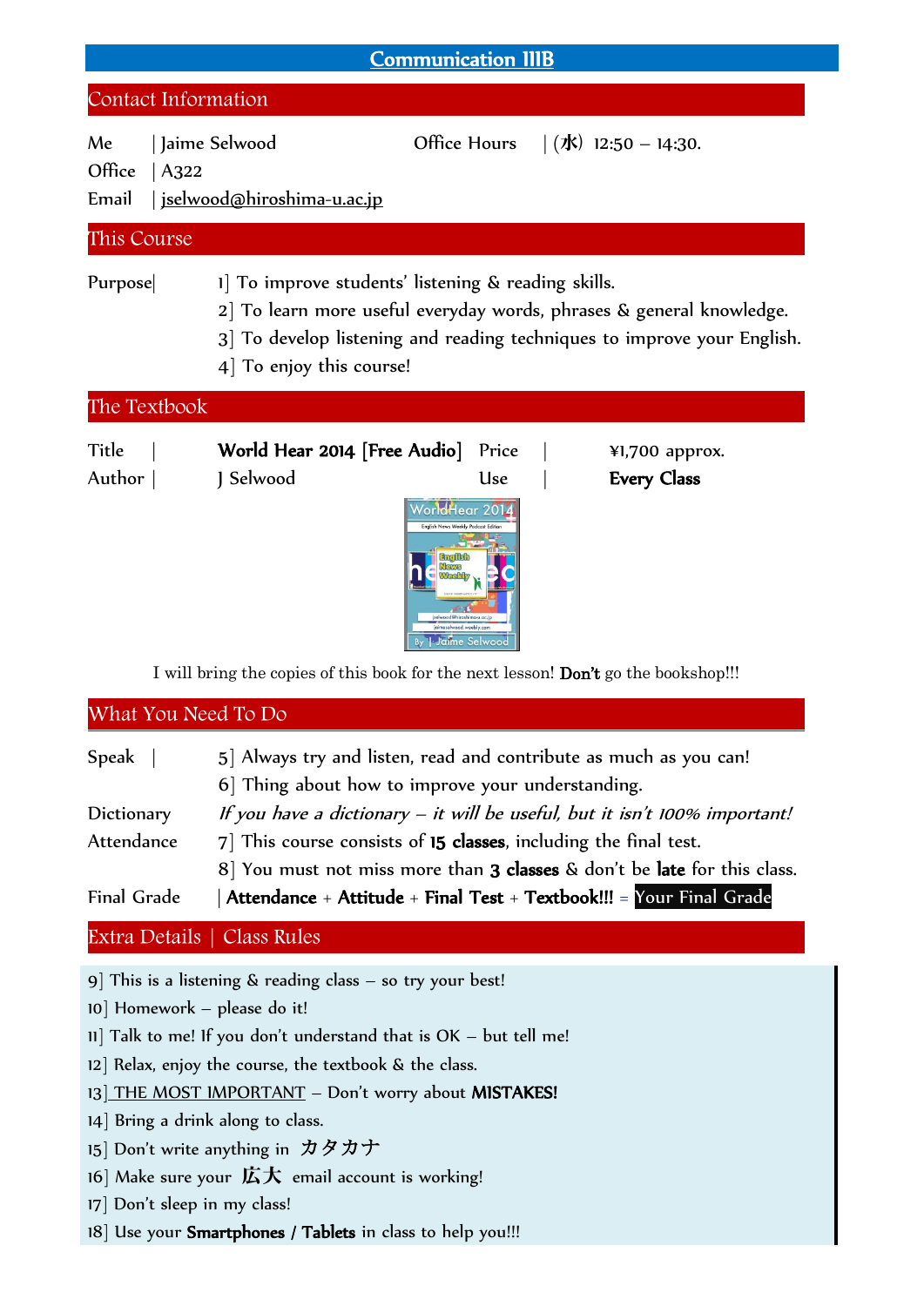# Communication IIIB

## Contact Information

Me | Jaime Selwood

Office | A322

Email | jselwood@hiroshima-u.ac.jp

Office Hours | (水) 12:50 – 14:30.

## This Course

Purpose|

1] To improve students' listening & reading skills.

2] To learn more useful everyday words, phrases & general knowledge.

3] To develop listening and reading techniques to improve your English.

4] To enjoy this course!

## The Textbook

Title | **World Hear 2014 [Free Audio]**

Author | J Selwood

Price | ¥1,700 approx.

Use | **Every Class**

I will bring the copies of this book for the next lesson! **Don't** go the bookshop!!!

## What You Need To Do

Speak | 5] Always try and listen, read and contribute as much as you can!

6] Thing about how to improve your understanding.

Dictionary *If you have a dictionary – it will be useful, but it isn't 100% important!*

Attendance 7] This course consists of **15 classes**, including the final test.

8] You must not miss more than **3 classes** & don't be **late** for this class.

Final Grade | **Attendance** + **Attitude** + **Final Test** + **Textbook!!!** = **Your Final Grade**

## Extra Details | Class Rules

9] This is a listening & reading class – so try your best!

10] Homework – please do it!

11] Talk to me! If you don't understand that is OK – but tell me!

12] Relax, enjoy the course, the textbook & the class.

13] THE MOST IMPORTANT – Don't worry about **MISTAKES!**

14] Bring a drink along to class.

15] Don't write anything in カタカナ

16] Make sure your 広大 email account is working!

17] Don't sleep in my class!

18] Use your **Smartphones / Tablets** in class to help you!!!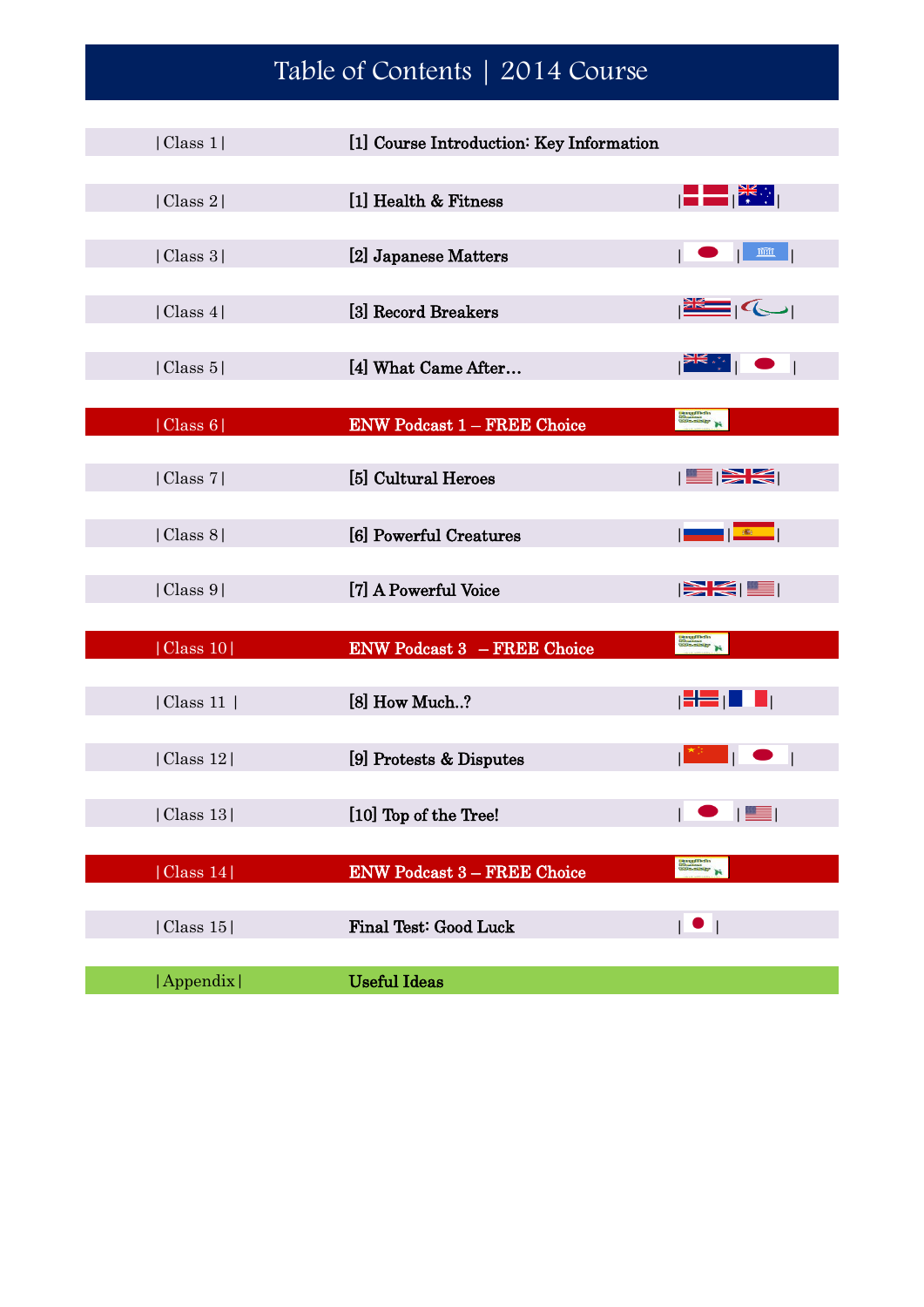# Table of Contents | 2014 Course

| Class | Topic |
| --- | --- |
| Class 1 | [1] Course Introduction: Key Information |
| Class 2 | [1] Health & Fitness |
| Class 3 | [2] Japanese Matters |
| Class 4 | [3] Record Breakers |
| Class 5 | [4] What Came After… |
| Class 6 | ENW Podcast 1 – FREE Choice |
| Class 7 | [5] Cultural Heroes |
| Class 8 | [6] Powerful Creatures |
| Class 9 | [7] A Powerful Voice |
| Class 10 | ENW Podcast 3 – FREE Choice |
| Class 11 | [8] How Much..? |
| Class 12 | [9] Protests & Disputes |
| Class 13 | [10] Top of the Tree! |
| Class 14 | ENW Podcast 3 – FREE Choice |
| Class 15 | Final Test: Good Luck |
| Appendix | Useful Ideas |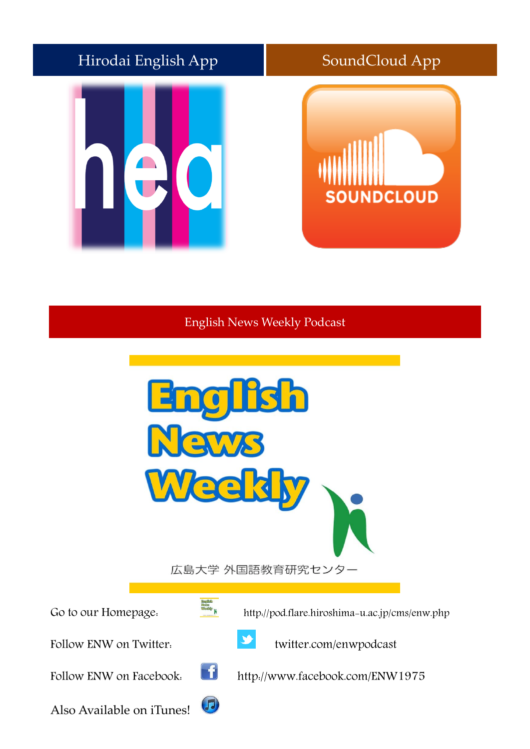Hirodai English App

SoundCloud App

English News Weekly Podcast

Go to our Homepage: http://pod.flare.hiroshima-u.ac.jp/cms/enw.php

Follow ENW on Twitter: twitter.com/enwpodcast

Follow ENW on Facebook: http://www.facebook.com/ENW1975

Also Available on iTunes!